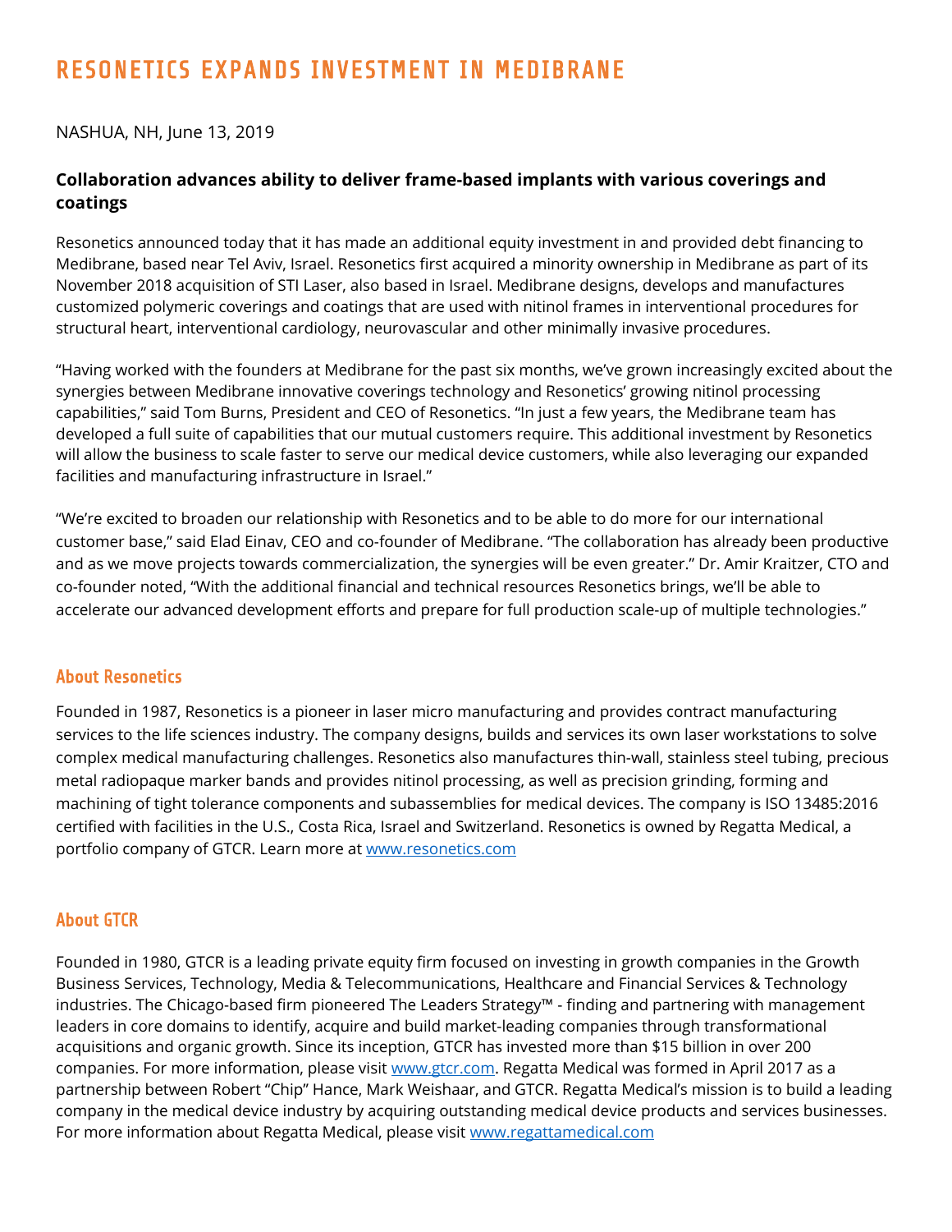# RESONETICS EXPANDS INVESTMENT IN MEDIBRANE

NASHUA, NH, June 13, 2019

**Collaboration advances ability to deliver frame-based implants with various coverings and coatings**

Resonetics announced today that it has made an additional equity investment in and provided debt financing to Medibrane, based near Tel Aviv, Israel. Resonetics first acquired a minority ownership in Medibrane as part of its November 2018 acquisition of STI Laser, also based in Israel. Medibrane designs, develops and manufactures customized polymeric coverings and coatings that are used with nitinol frames in interventional procedures for structural heart, interventional cardiology, neurovascular and other minimally invasive procedures.

"Having worked with the founders at Medibrane for the past six months, we've grown increasingly excited about the synergies between Medibrane innovative coverings technology and Resonetics' growing nitinol processing capabilities," said Tom Burns, President and CEO of Resonetics. "In just a few years, the Medibrane team has developed a full suite of capabilities that our mutual customers require. This additional investment by Resonetics will allow the business to scale faster to serve our medical device customers, while also leveraging our expanded facilities and manufacturing infrastructure in Israel."

"We're excited to broaden our relationship with Resonetics and to be able to do more for our international customer base," said Elad Einav, CEO and co-founder of Medibrane. "The collaboration has already been productive and as we move projects towards commercialization, the synergies will be even greater." Dr. Amir Kraitzer, CTO and co-founder noted, "With the additional financial and technical resources Resonetics brings, we'll be able to accelerate our advanced development efforts and prepare for full production scale-up of multiple technologies."

## About Resonetics

Founded in 1987, Resonetics is a pioneer in laser micro manufacturing and provides contract manufacturing services to the life sciences industry. The company designs, builds and services its own laser workstations to solve complex medical manufacturing challenges. Resonetics also manufactures thin-wall, stainless steel tubing, precious metal radiopaque marker bands and provides nitinol processing, as well as precision grinding, forming and machining of tight tolerance components and subassemblies for medical devices. The company is ISO 13485:2016 certified with facilities in the U.S., Costa Rica, Israel and Switzerland. Resonetics is owned by Regatta Medical, a portfolio company of GTCR. Learn more at [www.resonetics.com](http://www.resonetics.com)

## About GTCR

Founded in 1980, GTCR is a leading private equity firm focused on investing in growth companies in the Growth Business Services, Technology, Media & Telecommunications, Healthcare and Financial Services & Technology industries. The Chicago-based firm pioneered The Leaders Strategy™ - finding and partnering with management leaders in core domains to identify, acquire and build market-leading companies through transformational acquisitions and organic growth. Since its inception, GTCR has invested more than $15 billion in over 200 companies. For more information, please visit [www.gtcr.com](http://www.gtcr.com). Regatta Medical was formed in April 2017 as a partnership between Robert "Chip" Hance, Mark Weishaar, and GTCR. Regatta Medical's mission is to build a leading company in the medical device industry by acquiring outstanding medical device products and services businesses. For more information about Regatta Medical, please visit [www.regattamedical.com](http://www.regattamedical.com)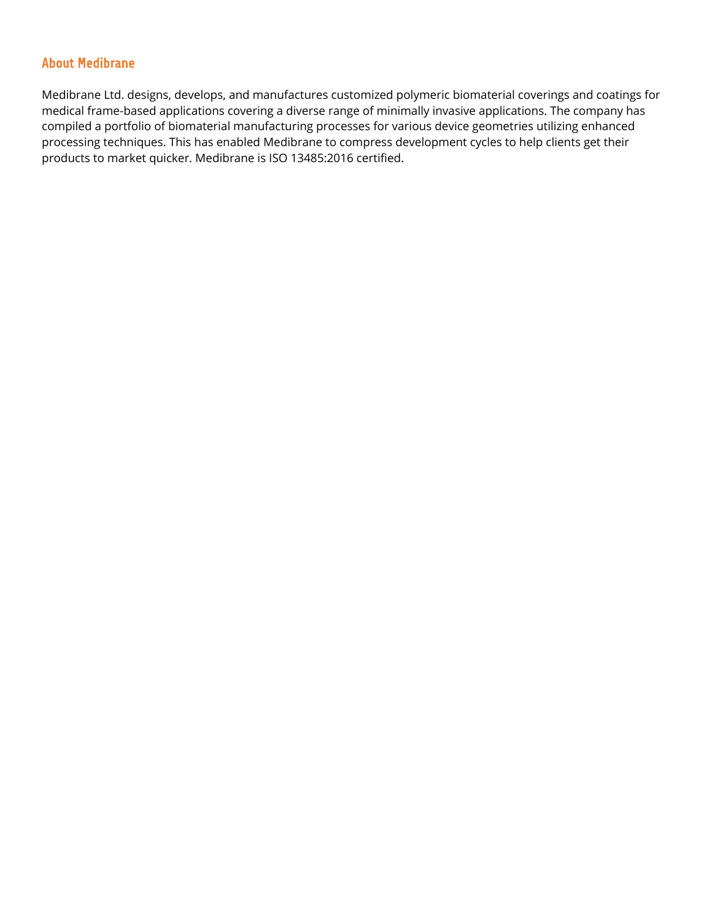## About Medibrane

Medibrane Ltd. designs, develops, and manufactures customized polymeric biomaterial coverings and coatings for medical frame-based applications covering a diverse range of minimally invasive applications. The company has compiled a portfolio of biomaterial manufacturing processes for various device geometries utilizing enhanced processing techniques. This has enabled Medibrane to compress development cycles to help clients get their products to market quicker. Medibrane is ISO 13485:2016 certified.